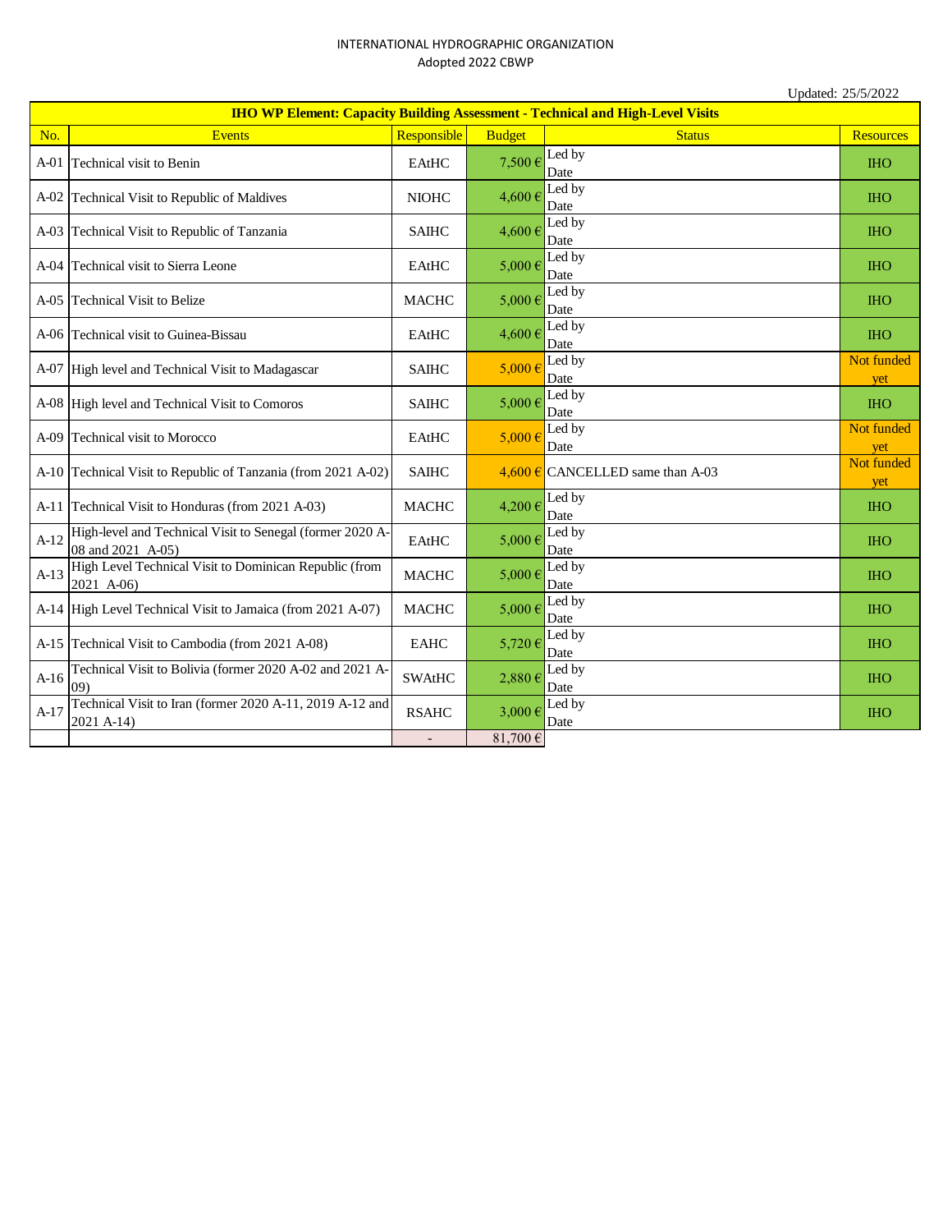INTERNATIONAL HYDROGRAPHIC ORGANIZATION

Adopted 2022 CBWP

Updated: 25/5/2022

| IHO WP Element: Capacity Building Assessment - Technical and High-Level Visits | | | | | |
|---|---|---|---|---|---|
| No. | Events | Responsible | Budget | Status | Resources |
| A-01 | Technical visit to Benin | EAtHC | 7,500 € | Led by<br>Date | IHO |
| A-02 | Technical Visit to Republic of Maldives | NIOHC | 4,600 € | Led by<br>Date | IHO |
| A-03 | Technical Visit to Republic of Tanzania | SAIHC | 4,600 € | Led by<br>Date | IHO |
| A-04 | Technical visit to Sierra Leone | EAtHC | 5,000 € | Led by<br>Date | IHO |
| A-05 | Technical Visit to Belize | MACHC | 5,000 € | Led by<br>Date | IHO |
| A-06 | Technical visit to Guinea-Bissau | EAtHC | 4,600 € | Led by<br>Date | IHO |
| A-07 | High level and Technical Visit to Madagascar | SAIHC | 5,000 € | Led by<br>Date | Not funded yet |
| A-08 | High level and Technical Visit to Comoros | SAIHC | 5,000 € | Led by<br>Date | IHO |
| A-09 | Technical visit to Morocco | EAtHC | 5,000 € | Led by<br>Date | Not funded yet |
| A-10 | Technical Visit to Republic of Tanzania (from 2021 A-02) | SAIHC | 4,600 € | CANCELLED same than A-03 | Not funded yet |
| A-11 | Technical Visit to Honduras (from 2021 A-03) | MACHC | 4,200 € | Led by<br>Date | IHO |
| A-12 | High-level and Technical Visit to Senegal (former 2020 A-08 and 2021 A-05) | EAtHC | 5,000 € | Led by<br>Date | IHO |
| A-13 | High Level Technical Visit to Dominican Republic (from 2021 A-06) | MACHC | 5,000 € | Led by<br>Date | IHO |
| A-14 | High Level Technical Visit to Jamaica (from 2021 A-07) | MACHC | 5,000 € | Led by<br>Date | IHO |
| A-15 | Technical Visit to Cambodia (from 2021 A-08) | EAHC | 5,720 € | Led by<br>Date | IHO |
| A-16 | Technical Visit to Bolivia (former 2020 A-02 and 2021 A-09) | SWAtHC | 2,880 € | Led by<br>Date | IHO |
| A-17 | Technical Visit to Iran (former 2020 A-11, 2019 A-12 and 2021 A-14) | RSAHC | 3,000 € | Led by<br>Date | IHO |
| | | - | 81,700 € | | |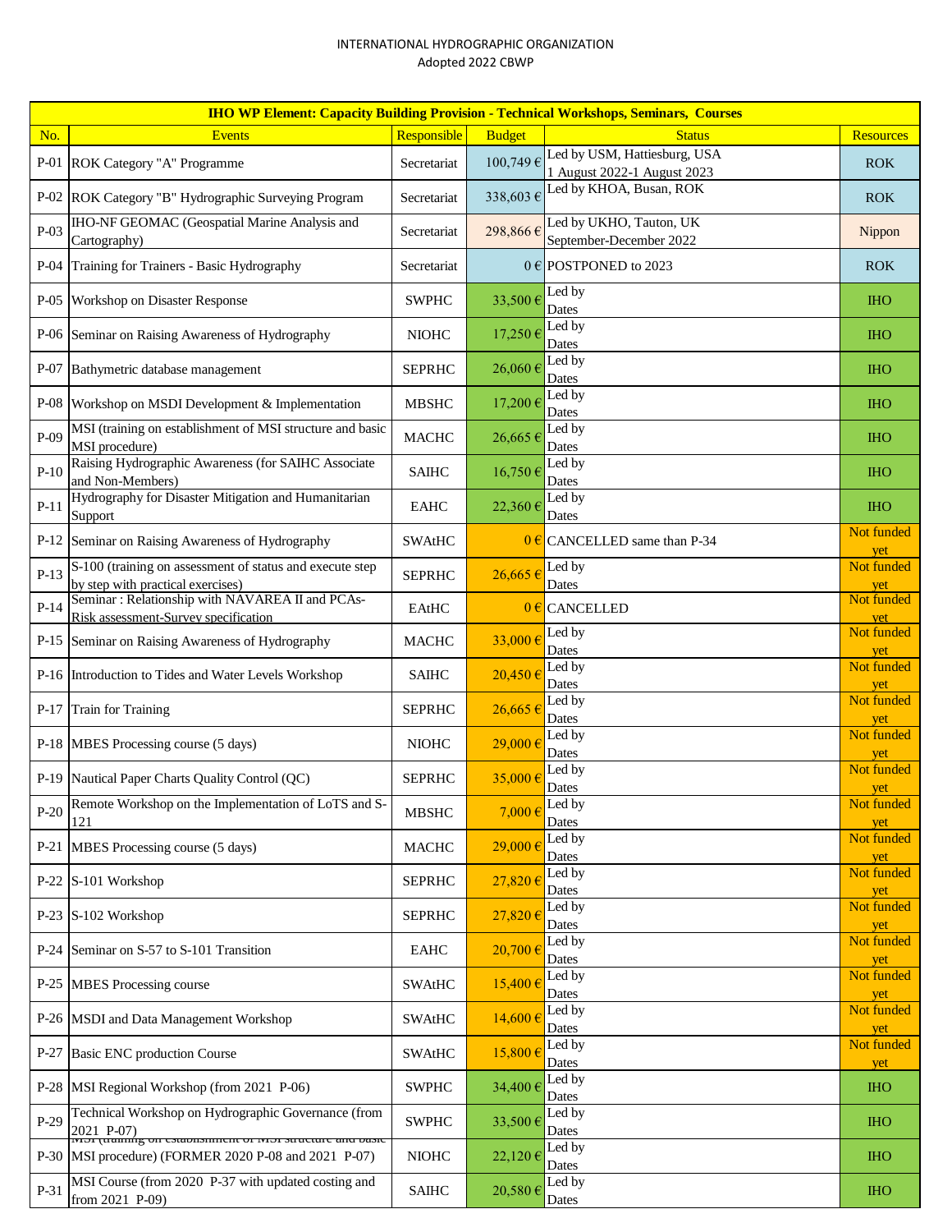INTERNATIONAL HYDROGRAPHIC ORGANIZATION
Adopted 2022 CBWP

| IHO WP Element: Capacity Building Provision - Technical Workshops, Seminars, Courses | | | | | |
|---|---|---|---|---|---|
| No. | Events | Responsible | Budget | Status | Resources |
| P-01 | ROK Category "A" Programme | Secretariat | 100,749 € | Led by USM, Hattiesburg, USA 1 August 2022-1 August 2023 | ROK |
| P-02 | ROK Category "B" Hydrographic Surveying Program | Secretariat | 338,603 € | Led by KHOA, Busan, ROK | ROK |
| P-03 | IHO-NF GEOMAC (Geospatial Marine Analysis and Cartography) | Secretariat | 298,866 € | Led by UKHO, Tauton, UK September-December 2022 | Nippon |
| P-04 | Training for Trainers - Basic Hydrography | Secretariat | 0 € | POSTPONED to 2023 | ROK |
| P-05 | Workshop on Disaster Response | SWPHC | 33,500 € | Led by Dates | IHO |
| P-06 | Seminar on Raising Awareness of Hydrography | NIOHC | 17,250 € | Led by Dates | IHO |
| P-07 | Bathymetric database management | SEPRHC | 26,060 € | Led by Dates | IHO |
| P-08 | Workshop on MSDI Development & Implementation | MBSHC | 17,200 € | Led by Dates | IHO |
| P-09 | MSI (training on establishment of MSI structure and basic MSI procedure) | MACHC | 26,665 € | Led by Dates | IHO |
| P-10 | Raising Hydrographic Awareness (for SAIHC Associate and Non-Members) | SAIHC | 16,750 € | Led by Dates | IHO |
| P-11 | Hydrography for Disaster Mitigation and Humanitarian Support | EAHC | 22,360 € | Led by Dates | IHO |
| P-12 | Seminar on Raising Awareness of Hydrography | SWAtHC | 0 € | CANCELLED same than P-34 | Not funded yet |
| P-13 | S-100 (training on assessment of status and execute step by step with practical exercises) | SEPRHC | 26,665 € | Led by Dates | Not funded yet |
| P-14 | Seminar : Relationship with NAVAREA II and PCAs-Risk assessment-Survey specification | EAtHC | 0 € | CANCELLED | Not funded yet |
| P-15 | Seminar on Raising Awareness of Hydrography | MACHC | 33,000 € | Led by Dates | Not funded yet |
| P-16 | Introduction to Tides and Water Levels Workshop | SAIHC | 20,450 € | Led by Dates | Not funded yet |
| P-17 | Train for Training | SEPRHC | 26,665 € | Led by Dates | Not funded yet |
| P-18 | MBES Processing course (5 days) | NIOHC | 29,000 € | Led by Dates | Not funded yet |
| P-19 | Nautical Paper Charts Quality Control (QC) | SEPRHC | 35,000 € | Led by Dates | Not funded yet |
| P-20 | Remote Workshop on the Implementation of LoTS and S-121 | MBSHC | 7,000 € | Led by Dates | Not funded yet |
| P-21 | MBES Processing course (5 days) | MACHC | 29,000 € | Led by Dates | Not funded yet |
| P-22 | S-101 Workshop | SEPRHC | 27,820 € | Led by Dates | Not funded yet |
| P-23 | S-102 Workshop | SEPRHC | 27,820 € | Led by Dates | Not funded yet |
| P-24 | Seminar on S-57 to S-101 Transition | EAHC | 20,700 € | Led by Dates | Not funded yet |
| P-25 | MBES Processing course | SWAtHC | 15,400 € | Led by Dates | Not funded yet |
| P-26 | MSDI and Data Management Workshop | SWAtHC | 14,600 € | Led by Dates | Not funded yet |
| P-27 | Basic ENC production Course | SWAtHC | 15,800 € | Led by Dates | Not funded yet |
| P-28 | MSI Regional Workshop (from 2021 P-06) | SWPHC | 34,400 € | Led by Dates | IHO |
| P-29 | Technical Workshop on Hydrographic Governance (from 2021 P-07) | SWPHC | 33,500 € | Led by Dates | IHO |
| P-30 | MSI (training on establishment of MSI structure and basic MSI procedure) (FORMER 2020 P-08 and 2021 P-07) | NIOHC | 22,120 € | Led by Dates | IHO |
| P-31 | MSI Course (from 2020 P-37 with updated costing and from 2021 P-09) | SAIHC | 20,580 € | Led by Dates | IHO |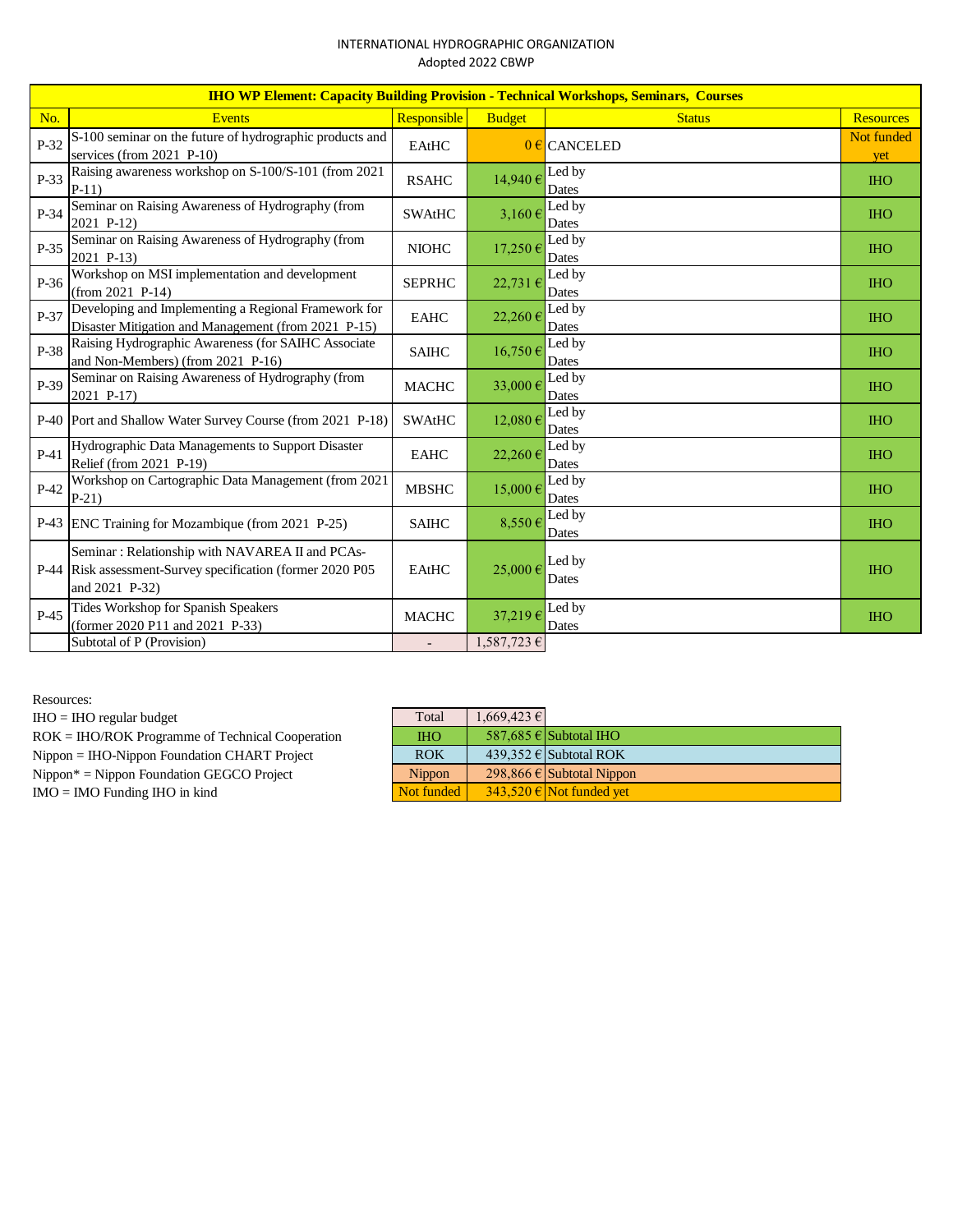INTERNATIONAL HYDROGRAPHIC ORGANIZATION

Adopted 2022 CBWP

| IHO WP Element: Capacity Building Provision - Technical Workshops, Seminars, Courses | | | | | |
|---|---|---|---|---|---|
| No. | Events | Responsible | Budget | Status | Resources |
| P-32 | S-100 seminar on the future of hydrographic products and services (from 2021 P-10) | EAtHC | 0 € | CANCELED | Not funded yet |
| P-33 | Raising awareness workshop on S-100/S-101 (from 2021 P-11) | RSAHC | 14,940 € | Led by Dates | IHO |
| P-34 | Seminar on Raising Awareness of Hydrography (from 2021 P-12) | SWAtHC | 3,160 € | Led by Dates | IHO |
| P-35 | Seminar on Raising Awareness of Hydrography (from 2021 P-13) | NIOHC | 17,250 € | Led by Dates | IHO |
| P-36 | Workshop on MSI implementation and development (from 2021 P-14) | SEPRHC | 22,731 € | Led by Dates | IHO |
| P-37 | Developing and Implementing a Regional Framework for Disaster Mitigation and Management (from 2021 P-15) | EAHC | 22,260 € | Led by Dates | IHO |
| P-38 | Raising Hydrographic Awareness (for SAIHC Associate and Non-Members) (from 2021 P-16) | SAIHC | 16,750 € | Led by Dates | IHO |
| P-39 | Seminar on Raising Awareness of Hydrography (from 2021 P-17) | MACHC | 33,000 € | Led by Dates | IHO |
| P-40 | Port and Shallow Water Survey Course (from 2021 P-18) | SWAtHC | 12,080 € | Led by Dates | IHO |
| P-41 | Hydrographic Data Managements to Support Disaster Relief (from 2021 P-19) | EAHC | 22,260 € | Led by Dates | IHO |
| P-42 | Workshop on Cartographic Data Management (from 2021 P-21) | MBSHC | 15,000 € | Led by Dates | IHO |
| P-43 | ENC Training for Mozambique (from 2021 P-25) | SAIHC | 8,550 € | Led by Dates | IHO |
| P-44 | Seminar : Relationship with NAVAREA II and PCAs-Risk assessment-Survey specification (former 2020 P05 and 2021 P-32) | EAtHC | 25,000 € | Led by Dates | IHO |
| P-45 | Tides Workshop for Spanish Speakers (former 2020 P11 and 2021 P-33) | MACHC | 37,219 € | Led by Dates | IHO |
| | Subtotal of P (Provision) | - | 1,587,723 € | | |

Resources:

IHO = IHO regular budget
ROK = IHO/ROK Programme of Technical Cooperation
Nippon = IHO-Nippon Foundation CHART Project
Nippon* = Nippon Foundation GEGCO Project
IMO = IMO Funding IHO in kind

| | | |
|---|---|---|
| Total | 1,669,423 € | |
| IHO | 587,685 € | Subtotal IHO |
| ROK | 439,352 € | Subtotal ROK |
| Nippon | 298,866 € | Subtotal Nippon |
| Not funded | 343,520 € | Not funded yet |